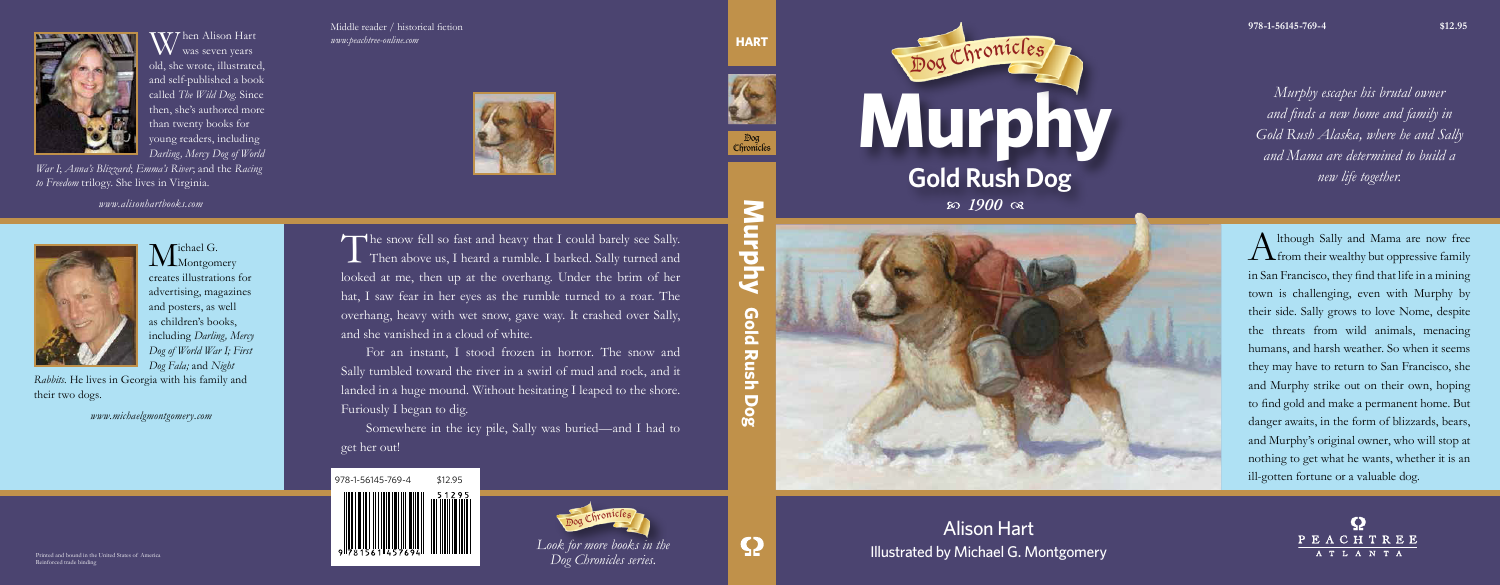When Alison Hart was seven years old, she wrote, illustrated, and self-published a book called *The Wild Dog*. Since then, she's authored more than twenty books for young readers, including *Darling, Mercy Dog of World War I*; *Anna's Blizzard*; *Emma's River*; and the *Racing to Freedom* trilogy. She lives in Virginia.

*www.alisonhartbooks.com*

Michael G. Montgomery creates illustrations for advertising, magazines and posters, as well as children's books, including *Darling, Mercy Dog of World War I*; *First Dog Fala*; and *Night Rabbits*. He lives in Georgia with his family and their two dogs.

*www.michaelgmontgomery.com*

Printed and bound in the United States of America
Reinforced trade binding

Middle reader / historical fiction
*www.peachtree-online.com*

The snow fell so fast and heavy that I could barely see Sally. Then above us, I heard a rumble. I barked. Sally turned and looked at me, then up at the overhang. Under the brim of her hat, I saw fear in her eyes as the rumble turned to a roar. The overhang, heavy with wet snow, gave way. It crashed over Sally, and she vanished in a cloud of white.

For an instant, I stood frozen in horror. The snow and Sally tumbled toward the river in a swirl of mud and rock, and it landed in a huge mound. Without hesitating I leaped to the shore. Furiously I began to dig.

Somewhere in the icy pile, Sally was buried—and I had to get her out!

978-1-56145-769-4 $12.95

Dog Chronicles

*Look for more books in the Dog Chronicles series.*

HART

Dog Chronicles

Murphy Gold Rush Dog

# Dog Chronicles

# Murphy

## Gold Rush Dog

*1900*

Alison Hart

Illustrated by Michael G. Montgomery

978-1-56145-769-4 $12.95

*Murphy escapes his brutal owner and finds a new home and family in Gold Rush Alaska, where he and Sally and Mama are determined to build a new life together.*

Although Sally and Mama are now free from their wealthy but oppressive family in San Francisco, they find that life in a mining town is challenging, even with Murphy by their side. Sally grows to love Nome, despite the threats from wild animals, menacing humans, and harsh weather. So when it seems they may have to return to San Francisco, she and Murphy strike out on their own, hoping to find gold and make a permanent home. But danger awaits, in the form of blizzards, bears, and Murphy's original owner, who will stop at nothing to get what he wants, whether it is an ill-gotten fortune or a valuable dog.

PEACHTREE
ATLANTA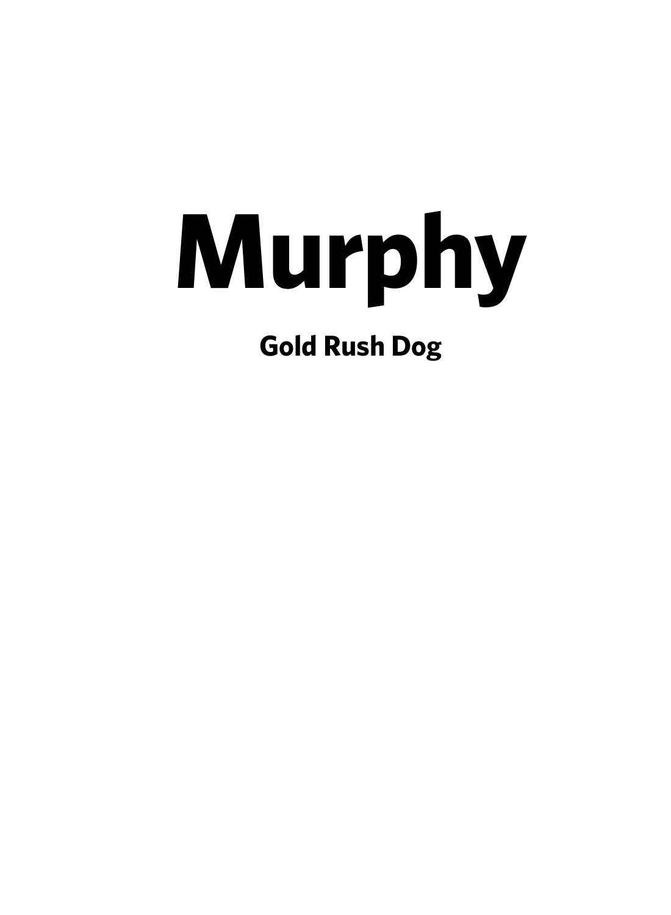# Murphy

## Gold Rush Dog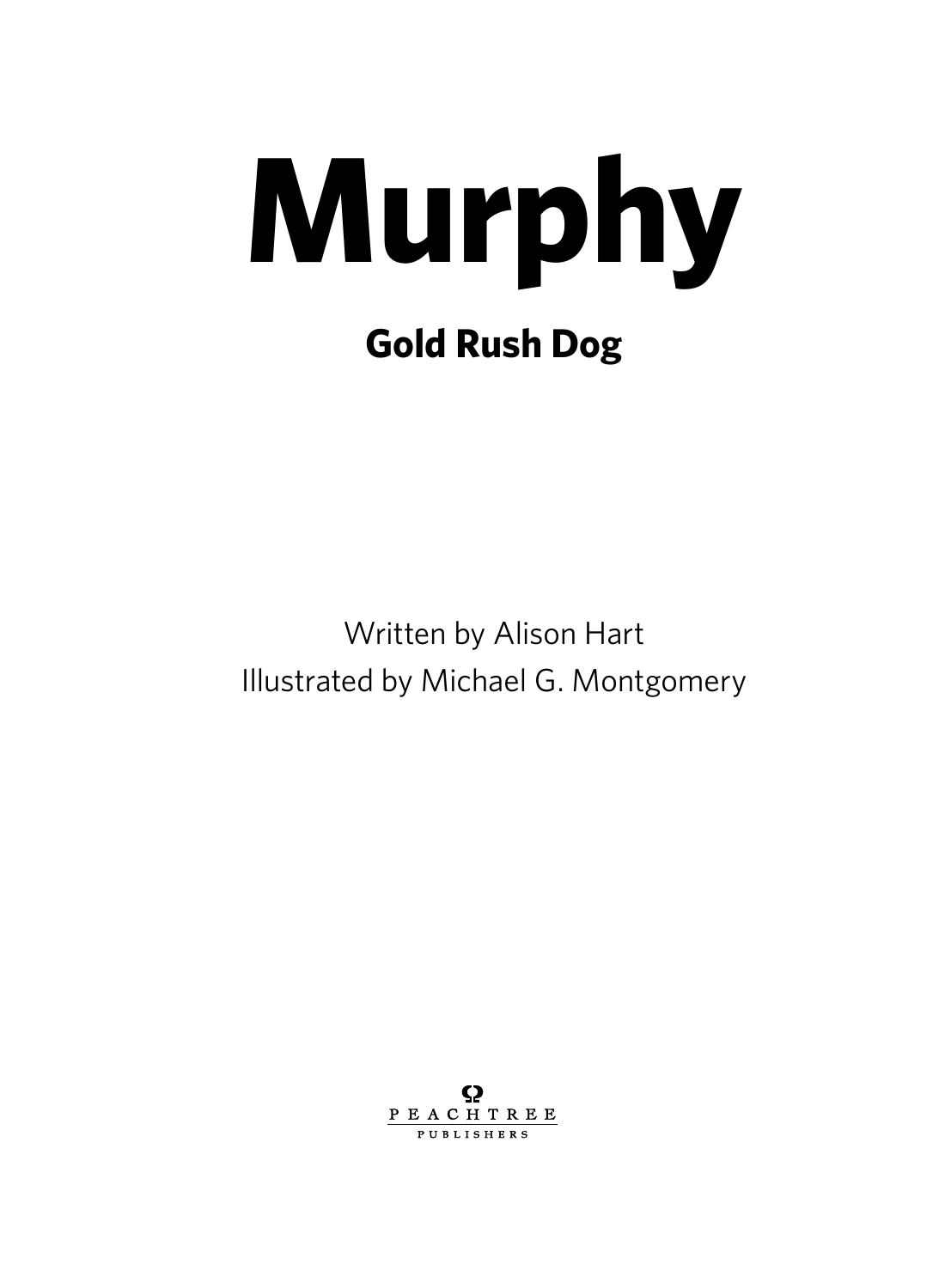# Murphy

## Gold Rush Dog

Written by Alison Hart

Illustrated by Michael G. Montgomery

PEACHTREE

PUBLISHERS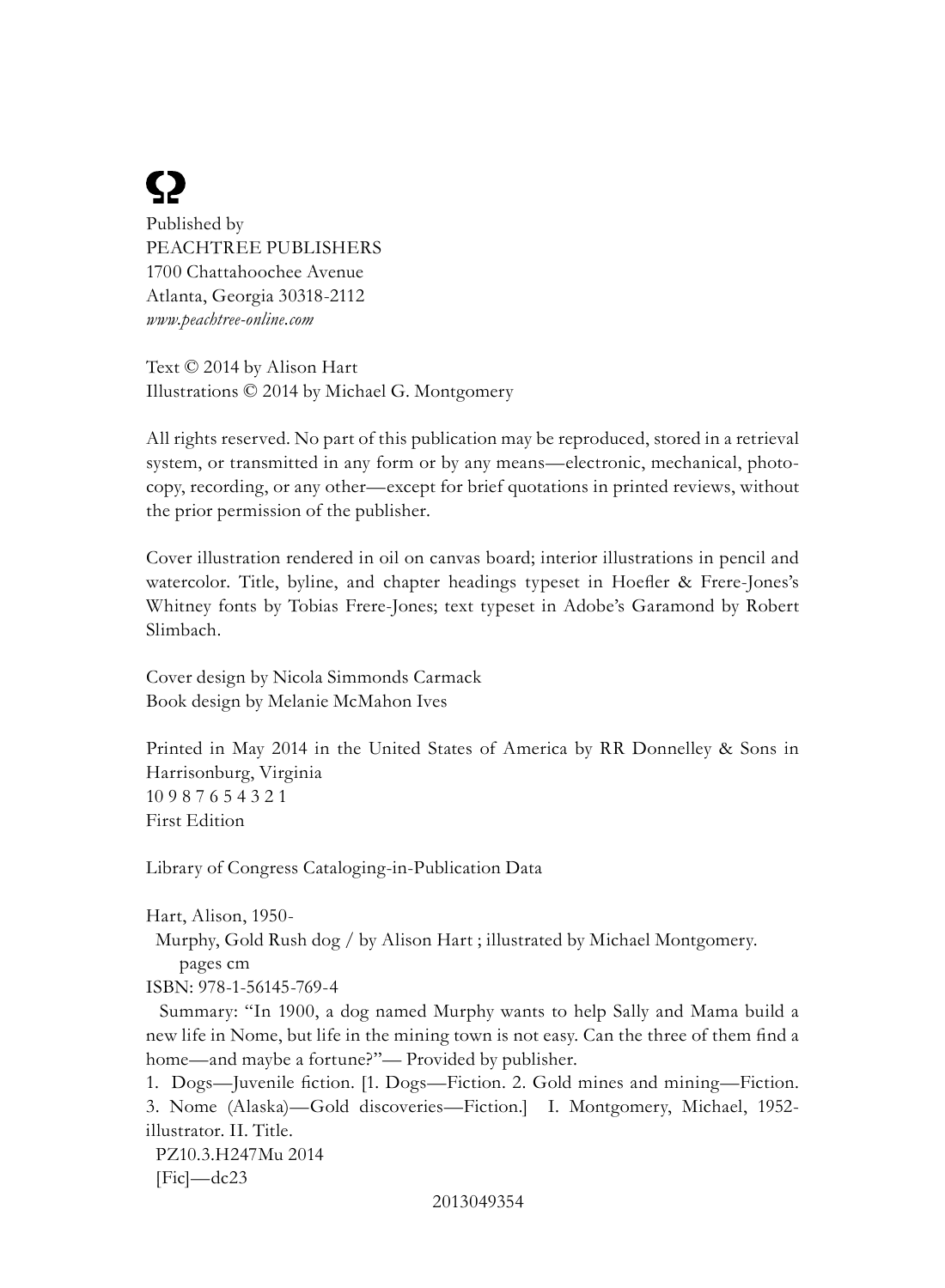Ω

Published by
PEACHTREE PUBLISHERS
1700 Chattahoochee Avenue
Atlanta, Georgia 30318-2112
*www.peachtree-online.com*

Text © 2014 by Alison Hart
Illustrations © 2014 by Michael G. Montgomery

All rights reserved. No part of this publication may be reproduced, stored in a retrieval system, or transmitted in any form or by any means—electronic, mechanical, photocopy, recording, or any other—except for brief quotations in printed reviews, without the prior permission of the publisher.

Cover illustration rendered in oil on canvas board; interior illustrations in pencil and watercolor. Title, byline, and chapter headings typeset in Hoefler & Frere-Jones's Whitney fonts by Tobias Frere-Jones; text typeset in Adobe's Garamond by Robert Slimbach.

Cover design by Nicola Simmonds Carmack
Book design by Melanie McMahon Ives

Printed in May 2014 in the United States of America by RR Donnelley & Sons in Harrisonburg, Virginia
10 9 8 7 6 5 4 3 2 1
First Edition

Library of Congress Cataloging-in-Publication Data

Hart, Alison, 1950-
Murphy, Gold Rush dog / by Alison Hart ; illustrated by Michael Montgomery.
pages cm
ISBN: 978-1-56145-769-4
Summary: "In 1900, a dog named Murphy wants to help Sally and Mama build a new life in Nome, but life in the mining town is not easy. Can the three of them find a home—and maybe a fortune?"— Provided by publisher.
1. Dogs—Juvenile fiction. [1. Dogs—Fiction. 2. Gold mines and mining—Fiction. 3. Nome (Alaska)—Gold discoveries—Fiction.] I. Montgomery, Michael, 1952- illustrator. II. Title.
PZ10.3.H247Mu 2014
[Fic]—dc23

2013049354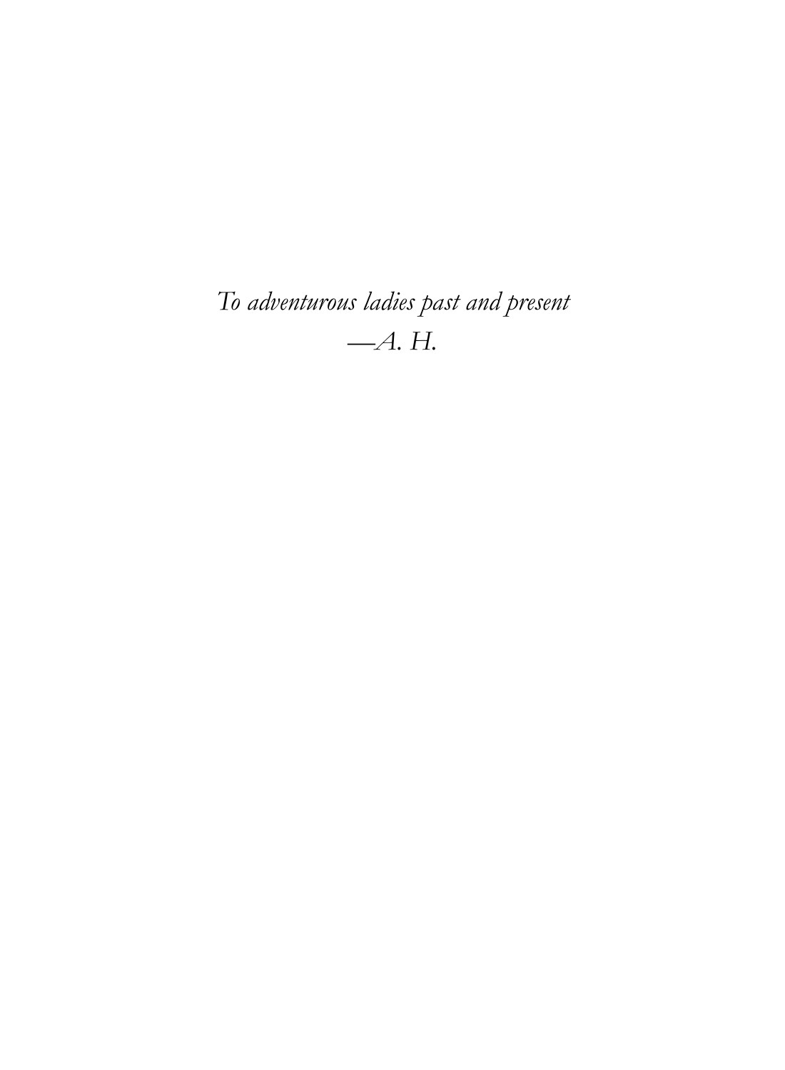*To adventurous ladies past and present*
*—A. H.*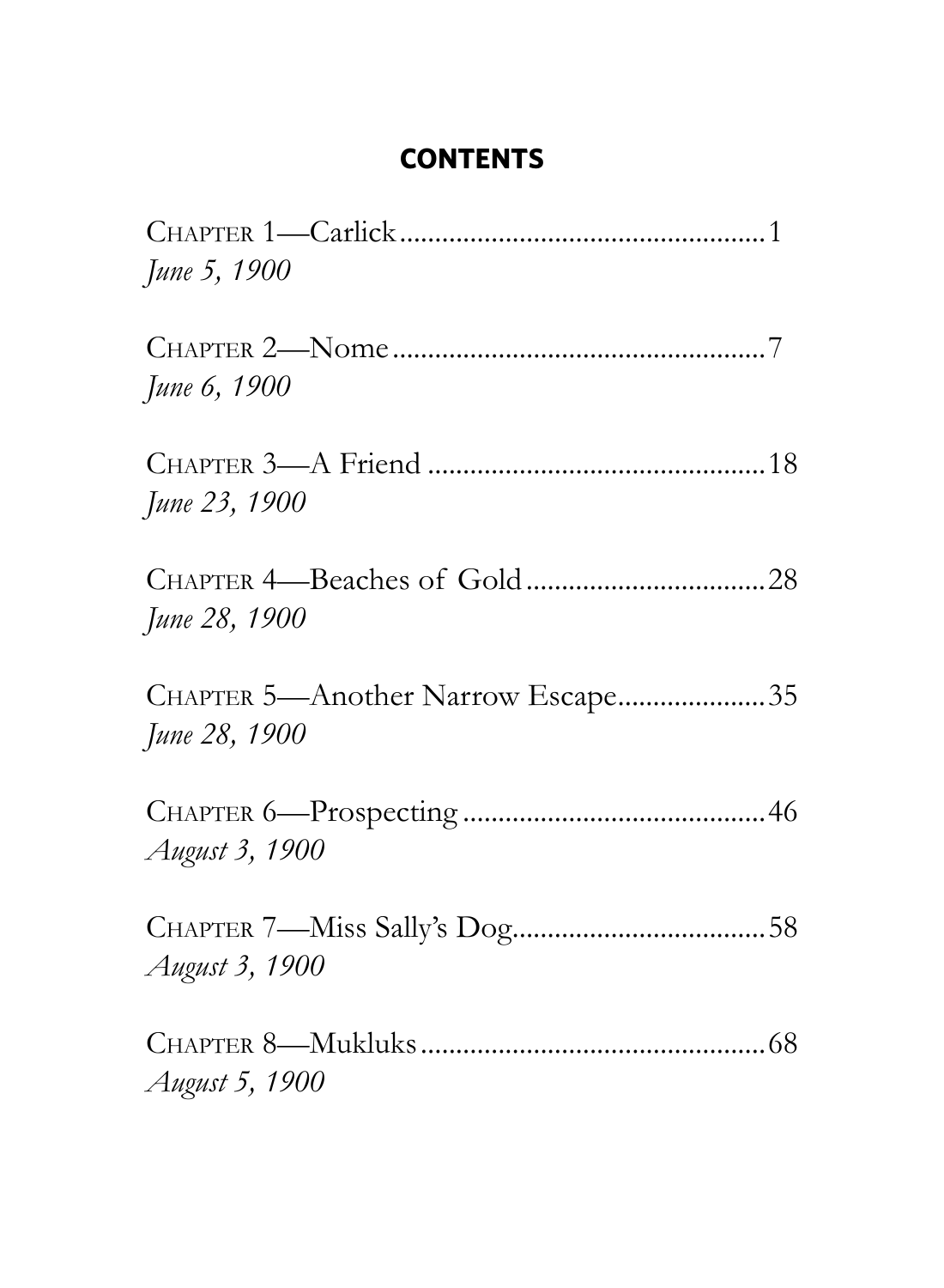## CONTENTS

Chapter 1—Carlick....................................................1
*June 5, 1900*

Chapter 2—Nome.....................................................7
*June 6, 1900*

Chapter 3—A Friend ................................................18
*June 23, 1900*

Chapter 4—Beaches of Gold..................................28
*June 28, 1900*

Chapter 5—Another Narrow Escape....................35
*June 28, 1900*

Chapter 6—Prospecting...........................................46
*August 3, 1900*

Chapter 7—Miss Sally's Dog...................................58
*August 3, 1900*

Chapter 8—Mukluks.................................................68
*August 5, 1900*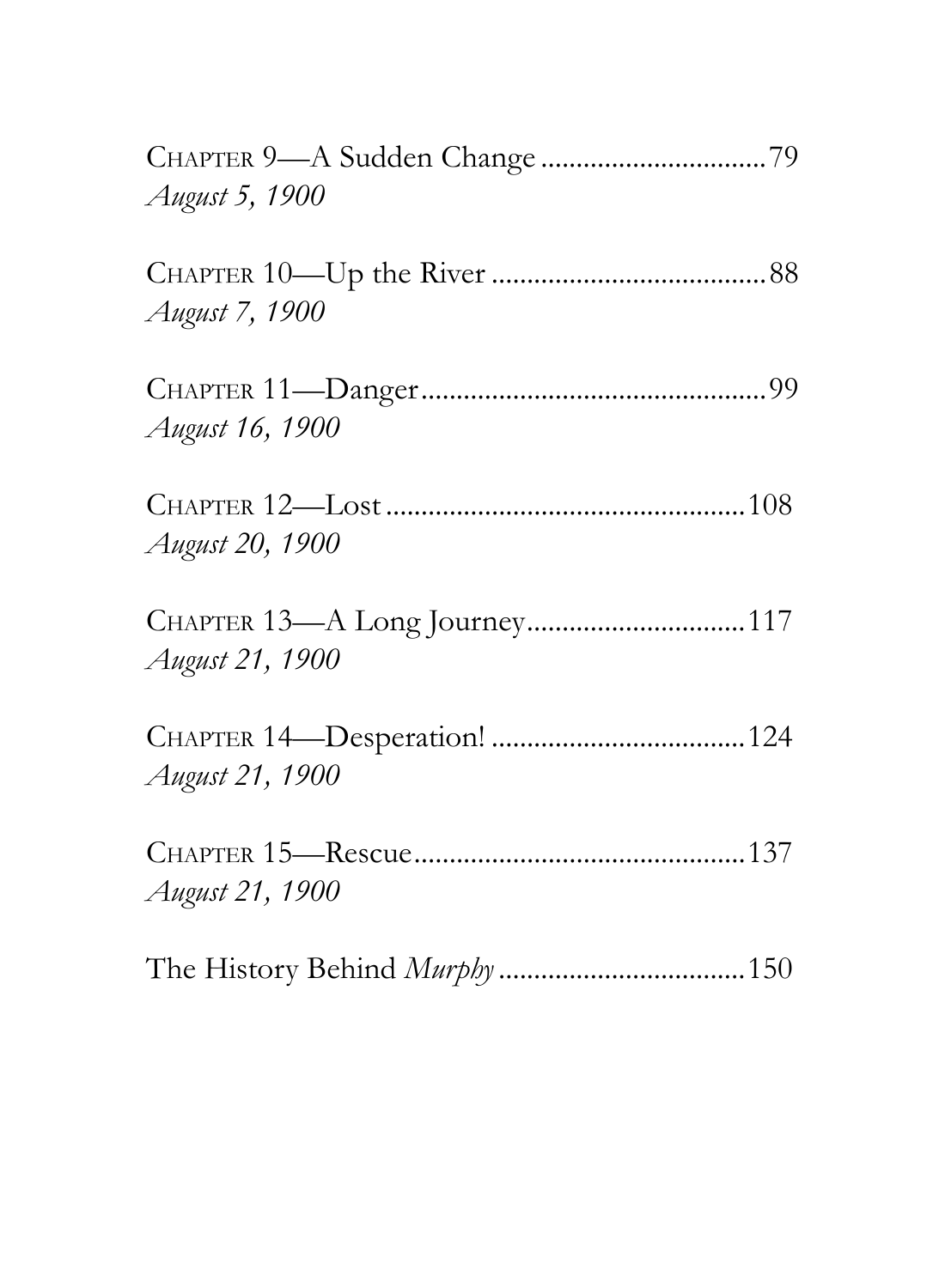CHAPTER 9—A Sudden Change ................................79
*August 5, 1900*

CHAPTER 10—Up the River .......................................88
*August 7, 1900*

CHAPTER 11—Danger..................................................99
*August 16, 1900*

CHAPTER 12—Lost ...................................................108
*August 20, 1900*

CHAPTER 13—A Long Journey...............................117
*August 21, 1900*

CHAPTER 14—Desperation! ....................................124
*August 21, 1900*

CHAPTER 15—Rescue................................................137
*August 21, 1900*

The History Behind *Murphy* ...................................150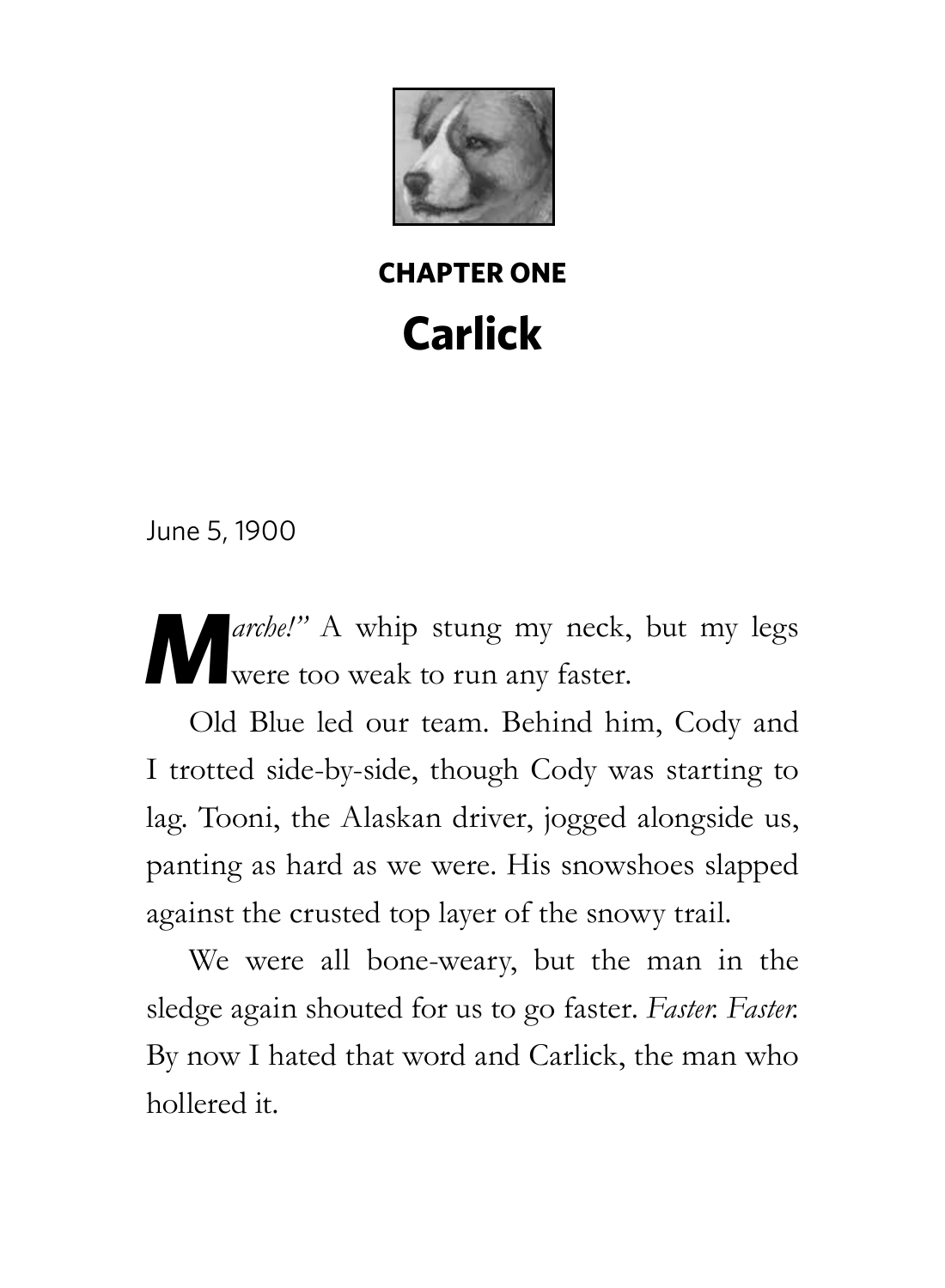## CHAPTER ONE

# Carlick

June 5, 1900

"*Marche!*" A whip stung my neck, but my legs were too weak to run any faster.

Old Blue led our team. Behind him, Cody and I trotted side-by-side, though Cody was starting to lag. Tooni, the Alaskan driver, jogged alongside us, panting as hard as we were. His snowshoes slapped against the crusted top layer of the snowy trail.

We were all bone-weary, but the man in the sledge again shouted for us to go faster. *Faster. Faster.* By now I hated that word and Carlick, the man who hollered it.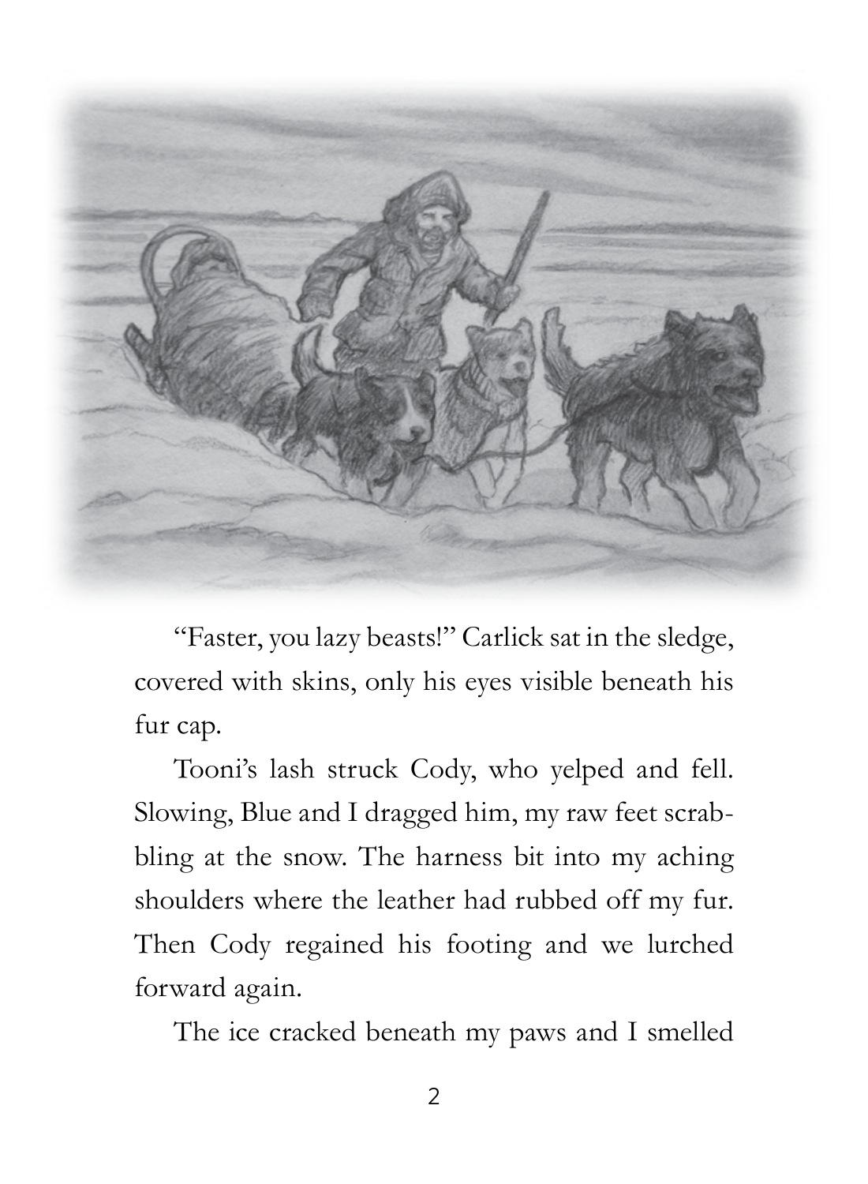"Faster, you lazy beasts!" Carlick sat in the sledge, covered with skins, only his eyes visible beneath his fur cap.

Tooni's lash struck Cody, who yelped and fell. Slowing, Blue and I dragged him, my raw feet scrabbling at the snow. The harness bit into my aching shoulders where the leather had rubbed off my fur. Then Cody regained his footing and we lurched forward again.

The ice cracked beneath my paws and I smelled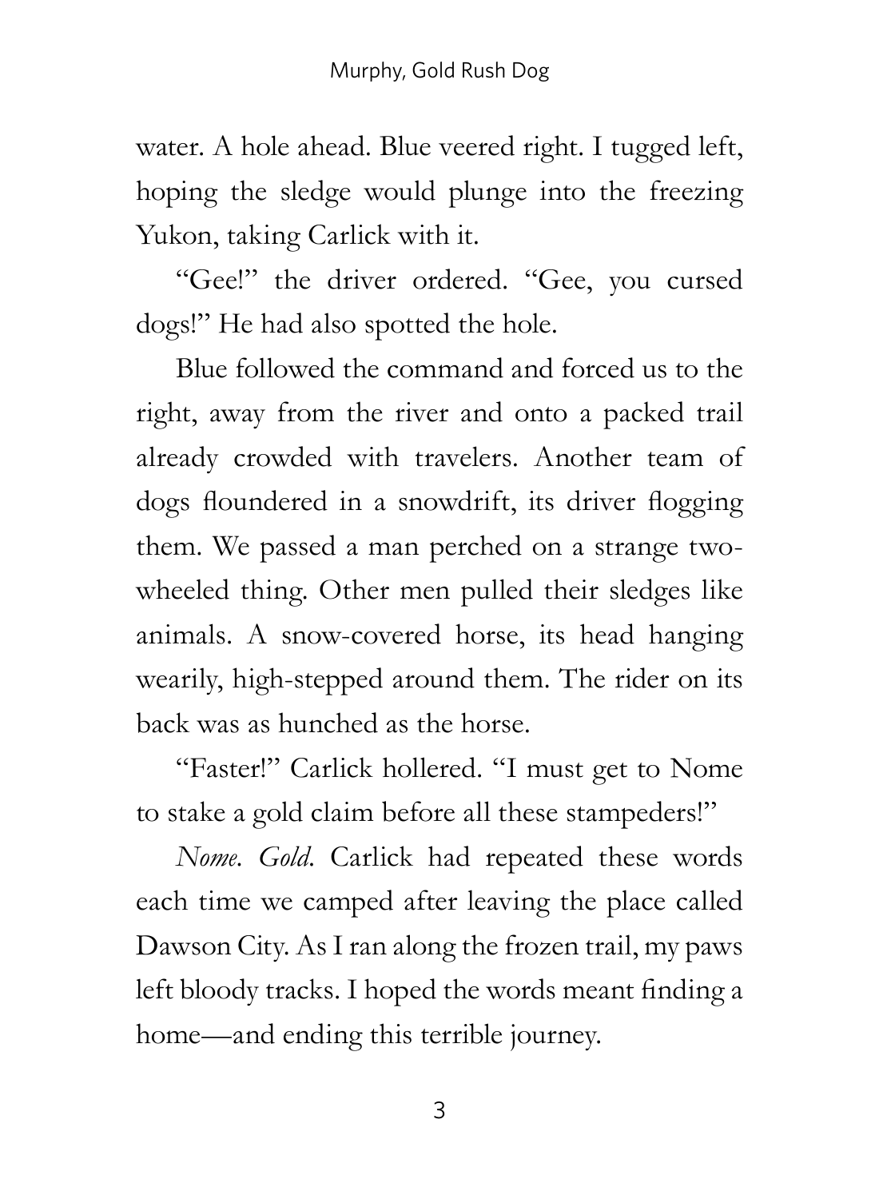water. A hole ahead. Blue veered right. I tugged left, hoping the sledge would plunge into the freezing Yukon, taking Carlick with it.

"Gee!" the driver ordered. "Gee, you cursed dogs!" He had also spotted the hole.

Blue followed the command and forced us to the right, away from the river and onto a packed trail already crowded with travelers. Another team of dogs floundered in a snowdrift, its driver flogging them. We passed a man perched on a strange two-wheeled thing. Other men pulled their sledges like animals. A snow-covered horse, its head hanging wearily, high-stepped around them. The rider on its back was as hunched as the horse.

"Faster!" Carlick hollered. "I must get to Nome to stake a gold claim before all these stampeders!"

*Nome. Gold.* Carlick had repeated these words each time we camped after leaving the place called Dawson City. As I ran along the frozen trail, my paws left bloody tracks. I hoped the words meant finding a home—and ending this terrible journey.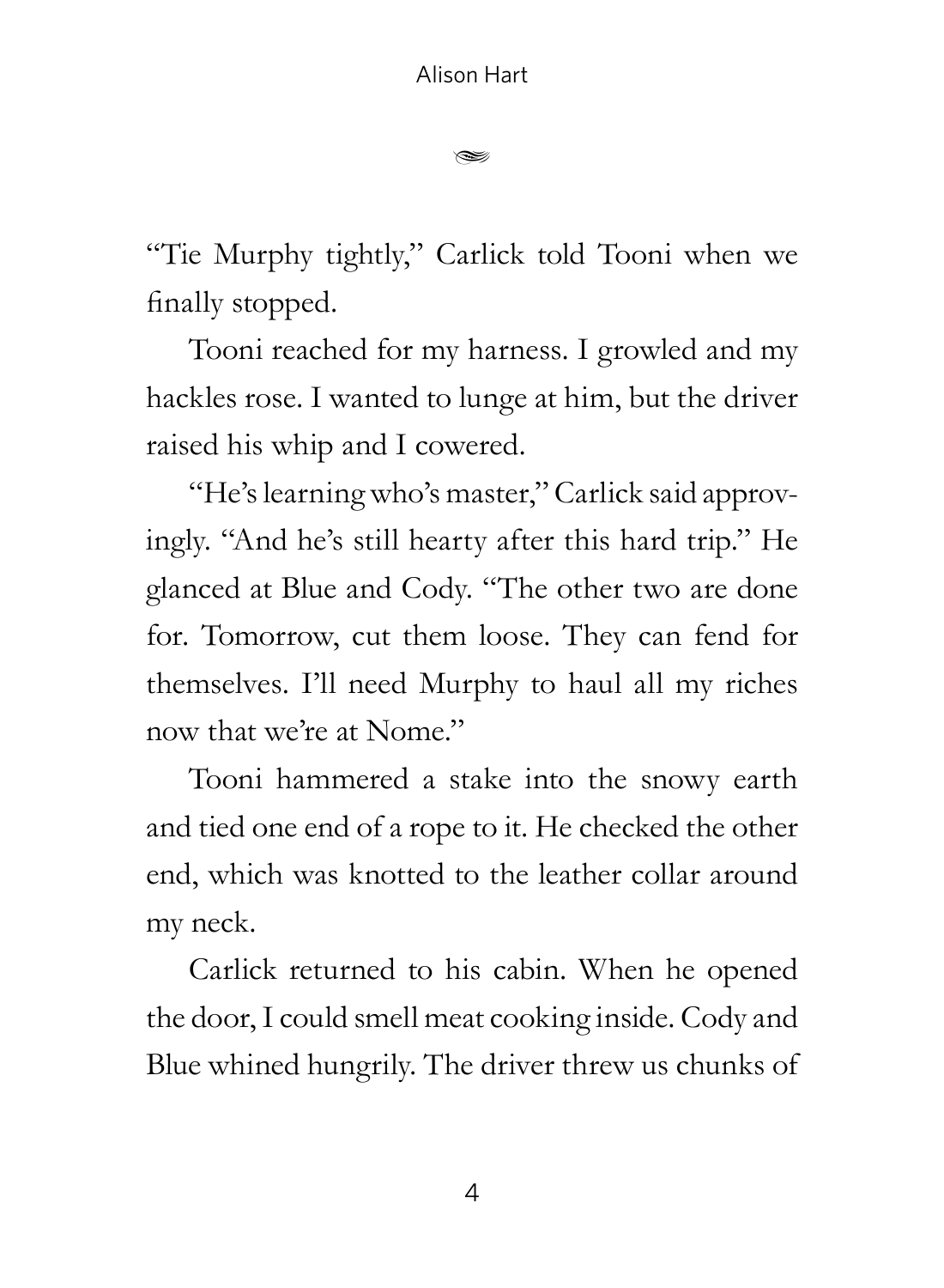"Tie Murphy tightly," Carlick told Tooni when we finally stopped.

Tooni reached for my harness. I growled and my hackles rose. I wanted to lunge at him, but the driver raised his whip and I cowered.

"He's learning who's master," Carlick said approvingly. "And he's still hearty after this hard trip." He glanced at Blue and Cody. "The other two are done for. Tomorrow, cut them loose. They can fend for themselves. I'll need Murphy to haul all my riches now that we're at Nome."

Tooni hammered a stake into the snowy earth and tied one end of a rope to it. He checked the other end, which was knotted to the leather collar around my neck.

Carlick returned to his cabin. When he opened the door, I could smell meat cooking inside. Cody and Blue whined hungrily. The driver threw us chunks of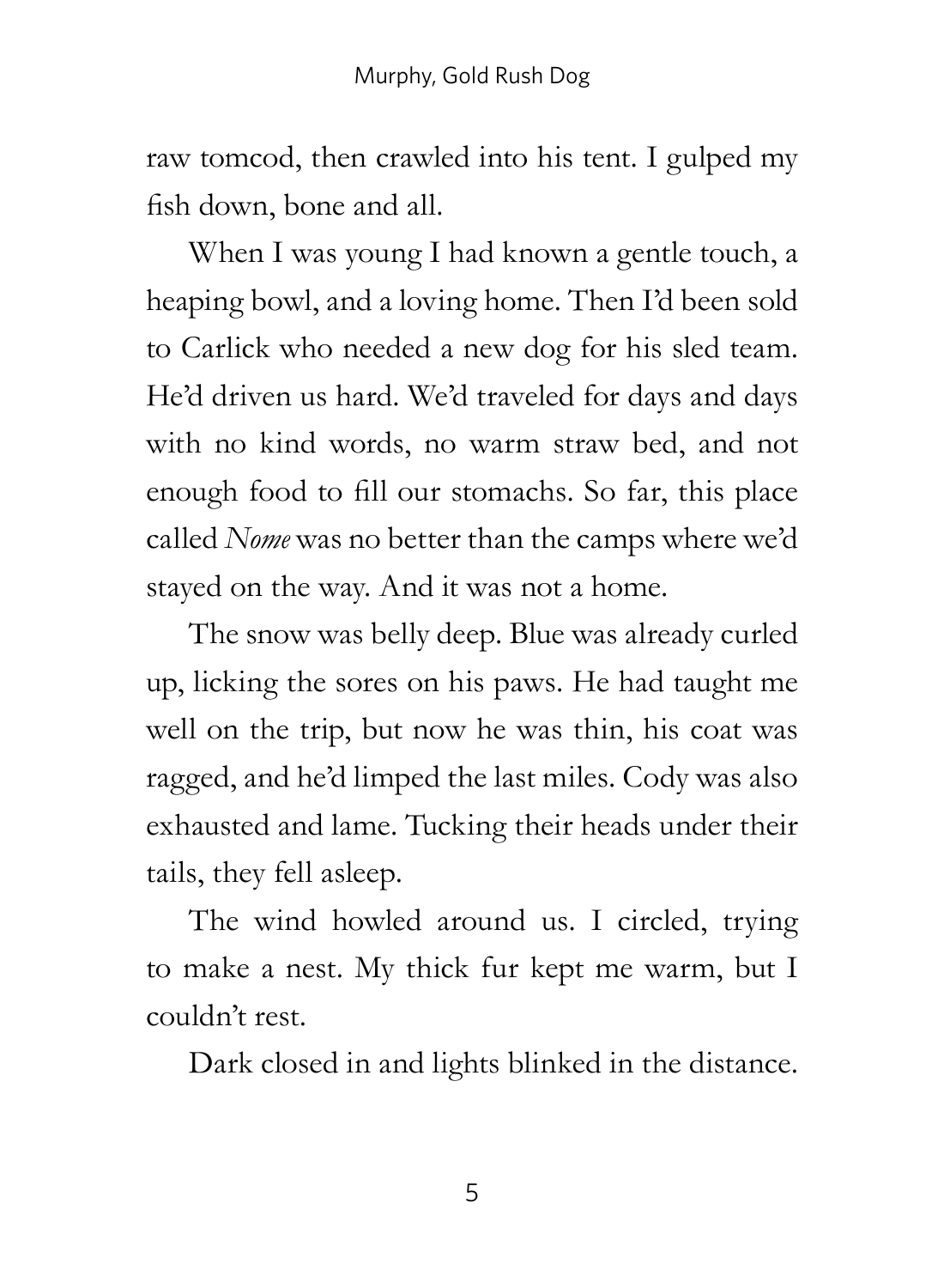raw tomcod, then crawled into his tent. I gulped my fish down, bone and all.

When I was young I had known a gentle touch, a heaping bowl, and a loving home. Then I'd been sold to Carlick who needed a new dog for his sled team. He'd driven us hard. We'd traveled for days and days with no kind words, no warm straw bed, and not enough food to fill our stomachs. So far, this place called *Nome* was no better than the camps where we'd stayed on the way. And it was not a home.

The snow was belly deep. Blue was already curled up, licking the sores on his paws. He had taught me well on the trip, but now he was thin, his coat was ragged, and he'd limped the last miles. Cody was also exhausted and lame. Tucking their heads under their tails, they fell asleep.

The wind howled around us. I circled, trying to make a nest. My thick fur kept me warm, but I couldn't rest.

Dark closed in and lights blinked in the distance.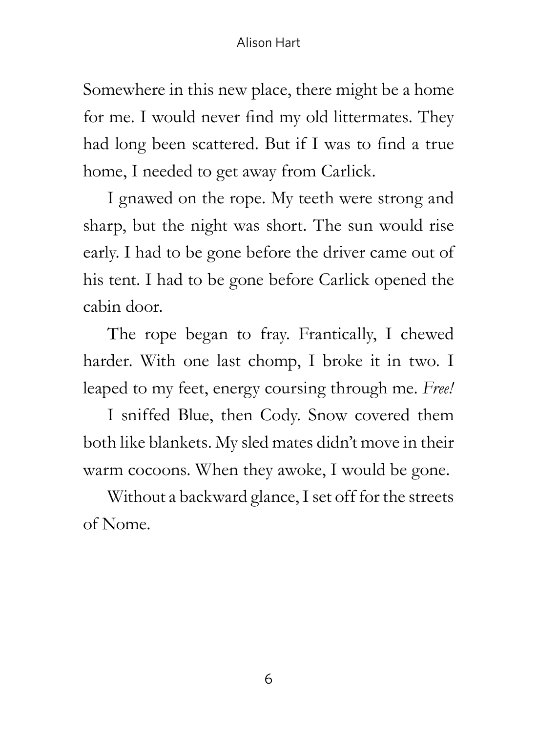Somewhere in this new place, there might be a home for me. I would never find my old littermates. They had long been scattered. But if I was to find a true home, I needed to get away from Carlick.

I gnawed on the rope. My teeth were strong and sharp, but the night was short. The sun would rise early. I had to be gone before the driver came out of his tent. I had to be gone before Carlick opened the cabin door.

The rope began to fray. Frantically, I chewed harder. With one last chomp, I broke it in two. I leaped to my feet, energy coursing through me. *Free!*

I sniffed Blue, then Cody. Snow covered them both like blankets. My sled mates didn't move in their warm cocoons. When they awoke, I would be gone.

Without a backward glance, I set off for the streets of Nome.